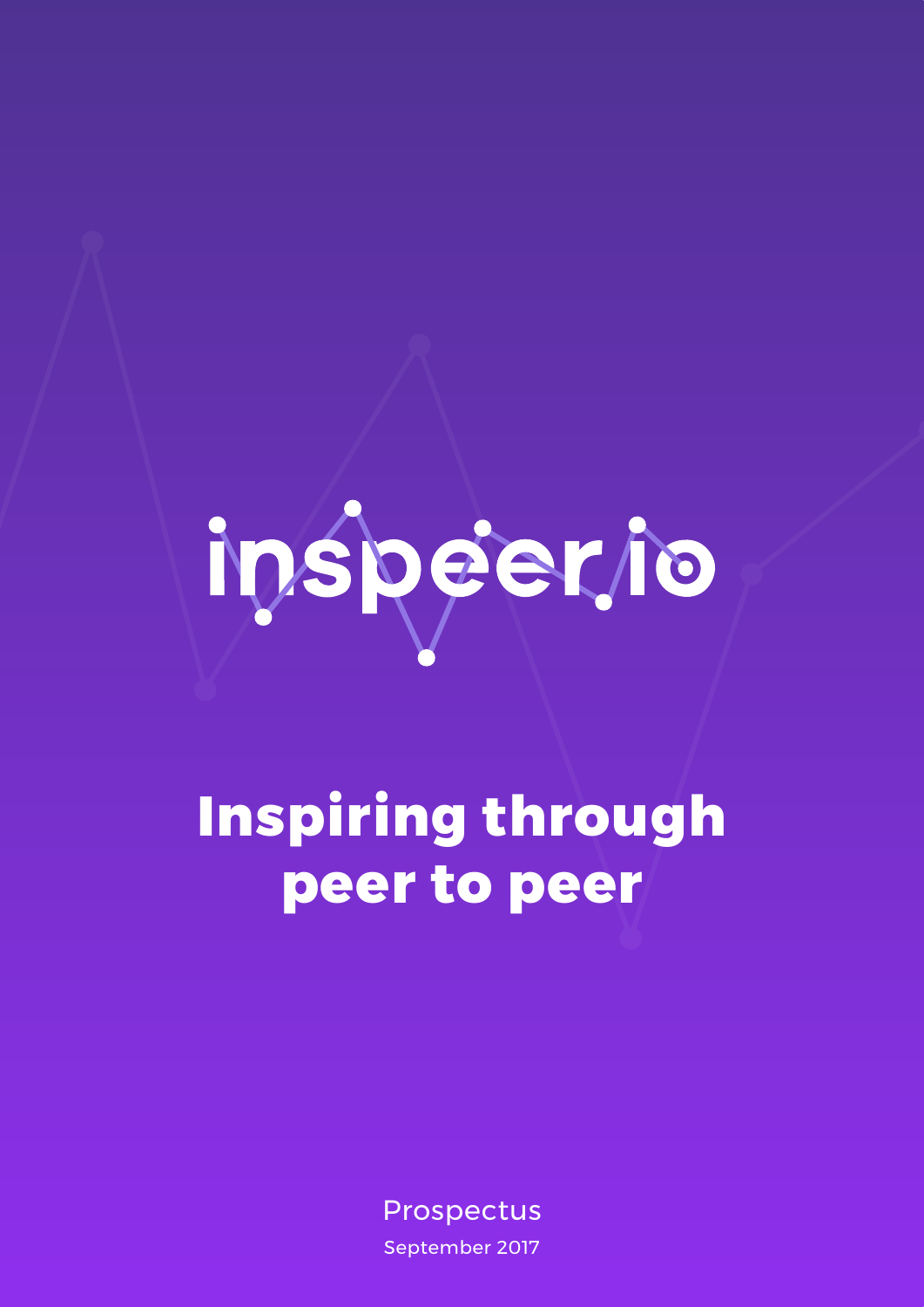# inspeer.io

## Inspiring through peer to peer

Prospectus

September 2017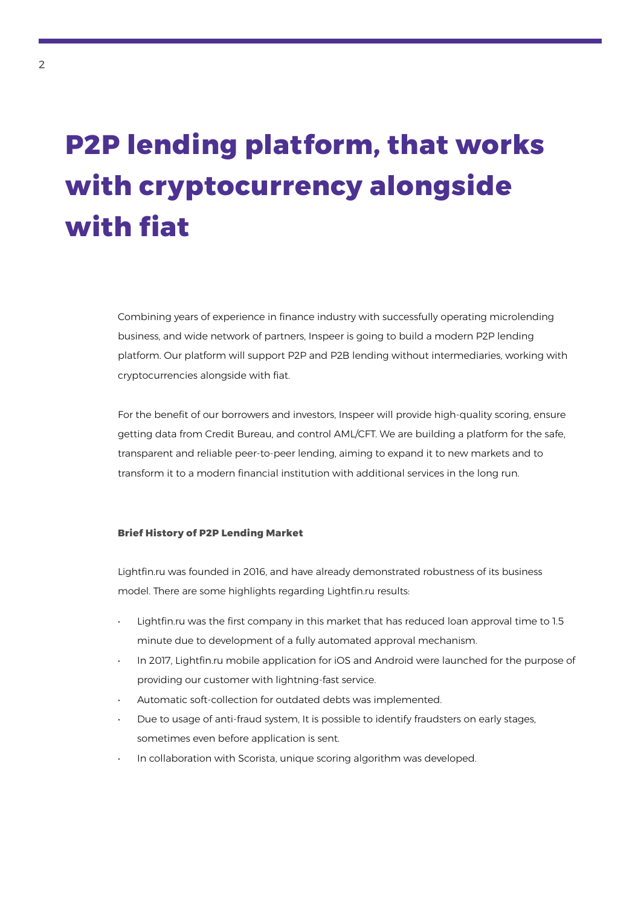# P2P lending platform, that works with cryptocurrency alongside with fiat

Combining years of experience in finance industry with successfully operating microlending business, and wide network of partners, Inspeer is going to build a modern P2P lending platform. Our platform will support P2P and P2B lending without intermediaries, working with cryptocurrencies alongside with fiat.

For the benefit of our borrowers and investors, Inspeer will provide high-quality scoring, ensure getting data from Credit Bureau, and control AML/CFT. We are building a platform for the safe, transparent and reliable peer-to-peer lending, aiming to expand it to new markets and to transform it to a modern financial institution with additional services in the long run.

**Brief History of P2P Lending Market**

Lightfin.ru was founded in 2016, and have already demonstrated robustness of its business model. There are some highlights regarding Lightfin.ru results:

- Lightfin.ru was the first company in this market that has reduced loan approval time to 1.5 minute due to development of a fully automated approval mechanism.
- In 2017, Lightfin.ru mobile application for iOS and Android were launched for the purpose of providing our customer with lightning-fast service.
- Automatic soft-collection for outdated debts was implemented.
- Due to usage of anti-fraud system, It is possible to identify fraudsters on early stages, sometimes even before application is sent.
- In collaboration with Scorista, unique scoring algorithm was developed.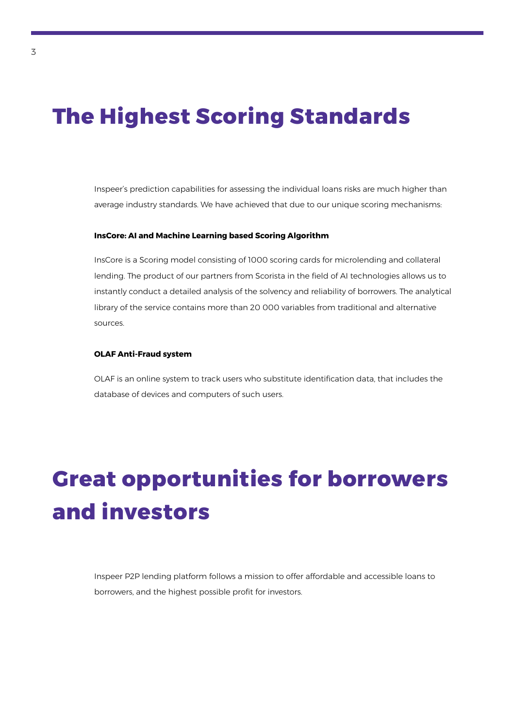# The Highest Scoring Standards

Inspeer's prediction capabilities for assessing the individual loans risks are much higher than average industry standards. We have achieved that due to our unique scoring mechanisms:

**InsCore: AI and Machine Learning based Scoring Algorithm**

InsCore is a Scoring model consisting of 1000 scoring cards for microlending and collateral lending. The product of our partners from Scorista in the field of AI technologies allows us to instantly conduct a detailed analysis of the solvency and reliability of borrowers. The analytical library of the service contains more than 20 000 variables from traditional and alternative sources.

**OLAF Anti-Fraud system**

OLAF is an online system to track users who substitute identification data, that includes the database of devices and computers of such users.

# Great opportunities for borrowers and investors

Inspeer P2P lending platform follows a mission to offer affordable and accessible loans to borrowers, and the highest possible profit for investors.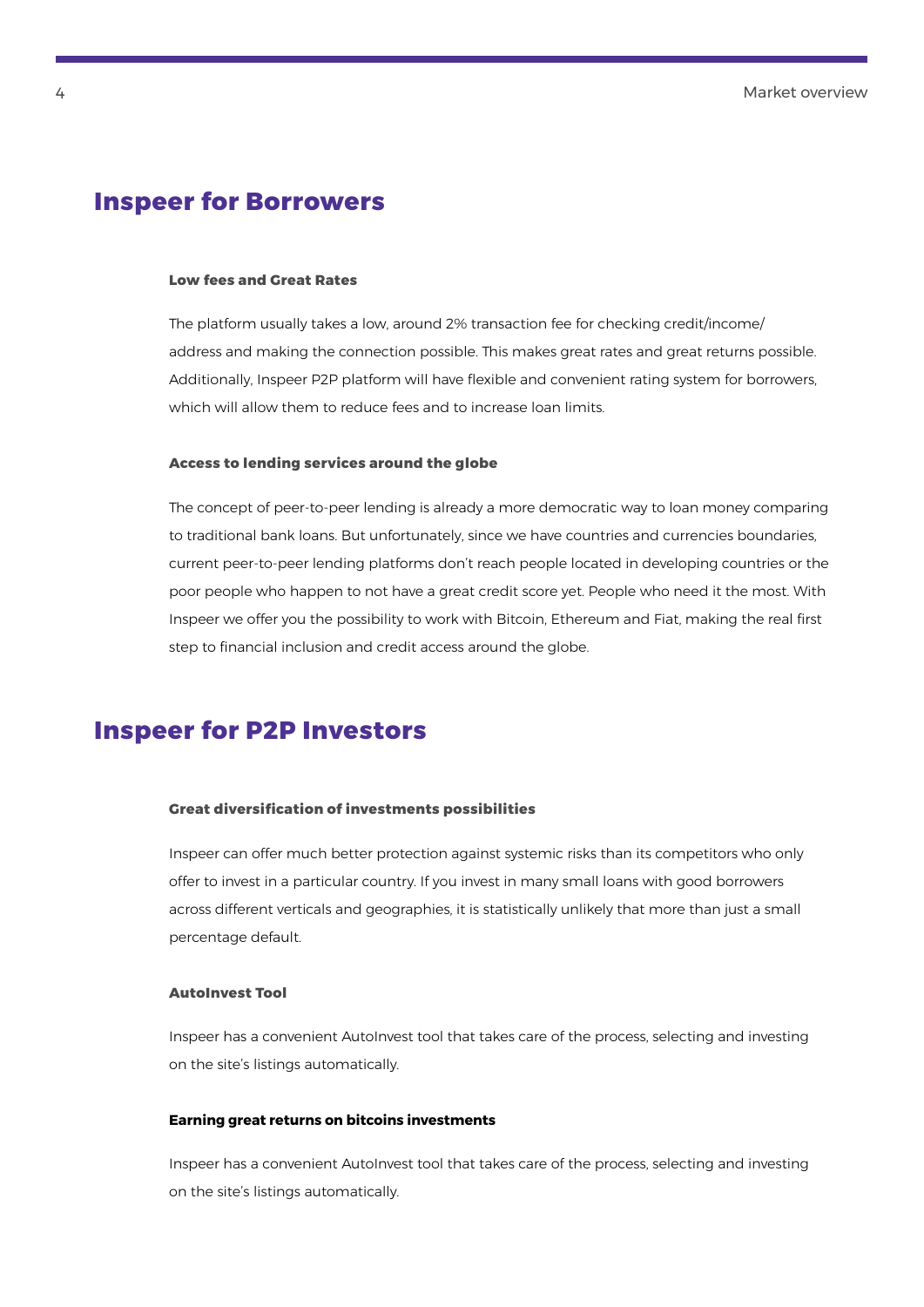## Inspeer for Borrowers

### Low fees and Great Rates

The platform usually takes a low, around 2% transaction fee for checking credit/income/ address and making the connection possible. This makes great rates and great returns possible. Additionally, Inspeer P2P platform will have flexible and convenient rating system for borrowers, which will allow them to reduce fees and to increase loan limits.

### Access to lending services around the globe

The concept of peer-to-peer lending is already a more democratic way to loan money comparing to traditional bank loans. But unfortunately, since we have countries and currencies boundaries, current peer-to-peer lending platforms don't reach people located in developing countries or the poor people who happen to not have a great credit score yet. People who need it the most. With Inspeer we offer you the possibility to work with Bitcoin, Ethereum and Fiat, making the real first step to financial inclusion and credit access around the globe.

## Inspeer for P2P Investors

### Great diversification of investments possibilities

Inspeer can offer much better protection against systemic risks than its competitors who only offer to invest in a particular country. If you invest in many small loans with good borrowers across different verticals and geographies, it is statistically unlikely that more than just a small percentage default.

### AutoInvest Tool

Inspeer has a convenient AutoInvest tool that takes care of the process, selecting and investing on the site's listings automatically.

### Earning great returns on bitcoins investments

Inspeer has a convenient AutoInvest tool that takes care of the process, selecting and investing on the site's listings automatically.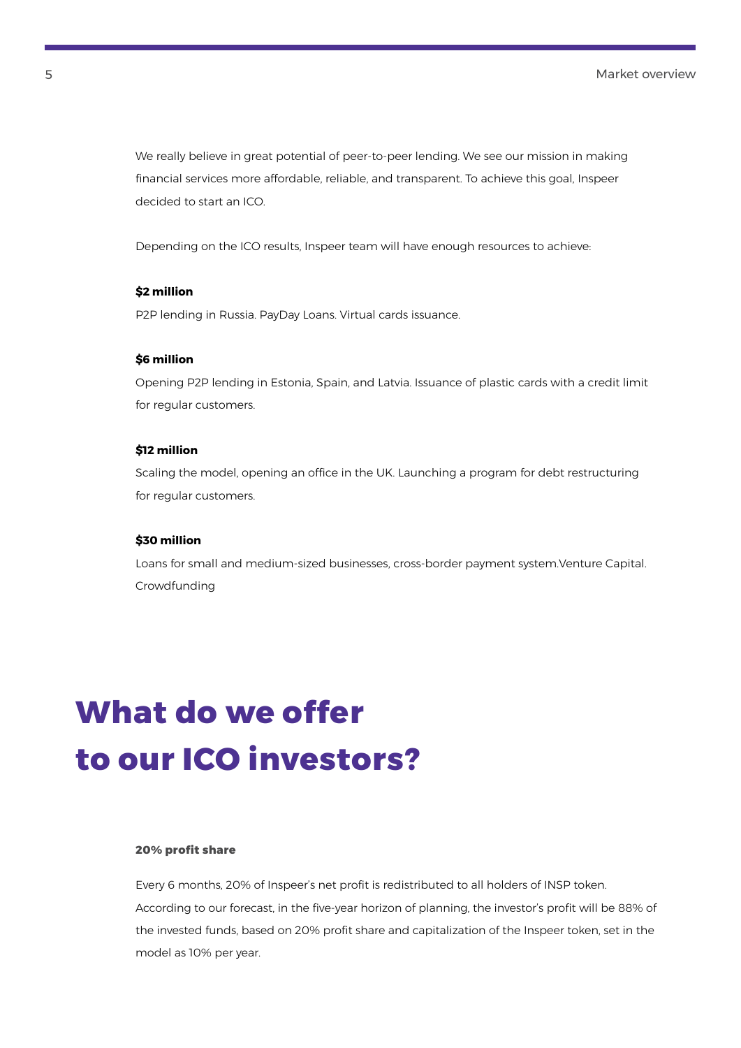We really believe in great potential of peer-to-peer lending. We see our mission in making financial services more affordable, reliable, and transparent. To achieve this goal, Inspeer decided to start an ICO.

Depending on the ICO results, Inspeer team will have enough resources to achieve:

**$2 million**

P2P lending in Russia. PayDay Loans. Virtual cards issuance.

**$6 million**

Opening P2P lending in Estonia, Spain, and Latvia. Issuance of plastic cards with a credit limit for regular customers.

**$12 million**

Scaling the model, opening an office in the UK. Launching a program for debt restructuring for regular customers.

**$30 million**

Loans for small and medium-sized businesses, cross-border payment system.Venture Capital. Crowdfunding

# What do we offer to our ICO investors?

**20% profit share**

Every 6 months, 20% of Inspeer's net profit is redistributed to all holders of INSP token. According to our forecast, in the five-year horizon of planning, the investor's profit will be 88% of the invested funds, based on 20% profit share and capitalization of the Inspeer token, set in the model as 10% per year.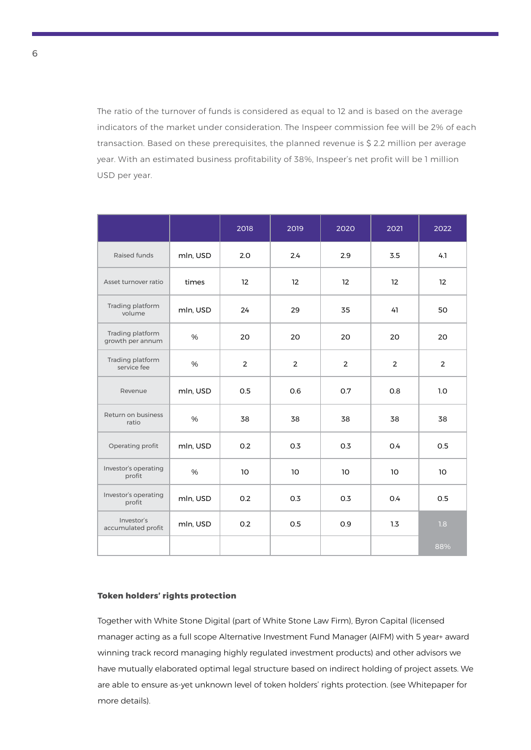The ratio of the turnover of funds is considered as equal to 12 and is based on the average indicators of the market under consideration. The Inspeer commission fee will be 2% of each transaction. Based on these prerequisites, the planned revenue is $ 2.2 million per average year. With an estimated business profitability of 38%, Inspeer's net profit will be 1 million USD per year.

| | | 2018 | 2019 | 2020 | 2021 | 2022 |
|---|---|---|---|---|---|---|
| Raised funds | mln, USD | 2.0 | 2.4 | 2.9 | 3.5 | 4.1 |
| Asset turnover ratio | times | 12 | 12 | 12 | 12 | 12 |
| Trading platform volume | mln, USD | 24 | 29 | 35 | 41 | 50 |
| Trading platform growth per annum | % | 20 | 20 | 20 | 20 | 20 |
| Trading platform service fee | % | 2 | 2 | 2 | 2 | 2 |
| Revenue | mln, USD | 0.5 | 0.6 | 0.7 | 0.8 | 1.0 |
| Return on business ratio | % | 38 | 38 | 38 | 38 | 38 |
| Operating profit | mln, USD | 0.2 | 0.3 | 0.3 | 0.4 | 0.5 |
| Investor's operating profit | % | 10 | 10 | 10 | 10 | 10 |
| Investor's operating profit | mln, USD | 0.2 | 0.3 | 0.3 | 0.4 | 0.5 |
| Investor's accumulated profit | mln, USD | 0.2 | 0.5 | 0.9 | 1.3 | 1.8 |
| | | | | | | 88% |

**Token holders' rights protection**

Together with White Stone Digital (part of White Stone Law Firm), Byron Capital (licensed manager acting as a full scope Alternative Investment Fund Manager (AIFM) with 5 year+ award winning track record managing highly regulated investment products) and other advisors we have mutually elaborated optimal legal structure based on indirect holding of project assets. We are able to ensure as-yet unknown level of token holders' rights protection. (see Whitepaper for more details).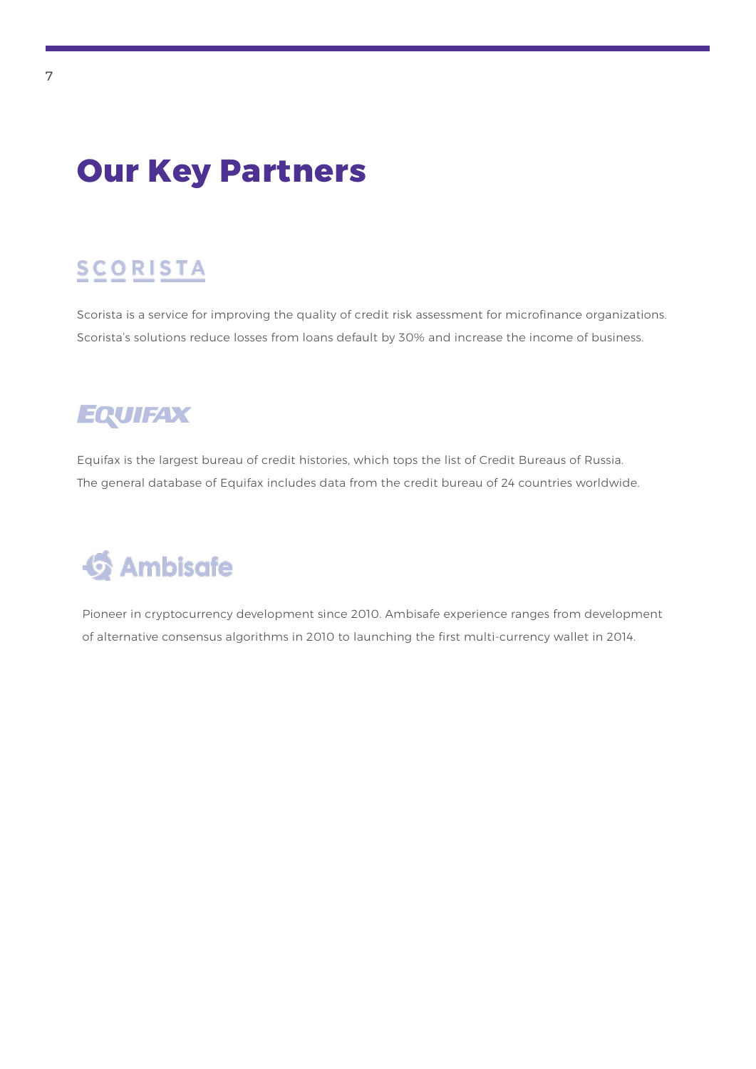# Our Key Partners

## SCORISTA

Scorista is a service for improving the quality of credit risk assessment for microfinance organizations. Scorista's solutions reduce losses from loans default by 30% and increase the income of business.

## EQUIFAX

Equifax is the largest bureau of credit histories, which tops the list of Credit Bureaus of Russia. The general database of Equifax includes data from the credit bureau of 24 countries worldwide.

## Ambisafe

Pioneer in cryptocurrency development since 2010. Ambisafe experience ranges from development of alternative consensus algorithms in 2010 to launching the first multi-currency wallet in 2014.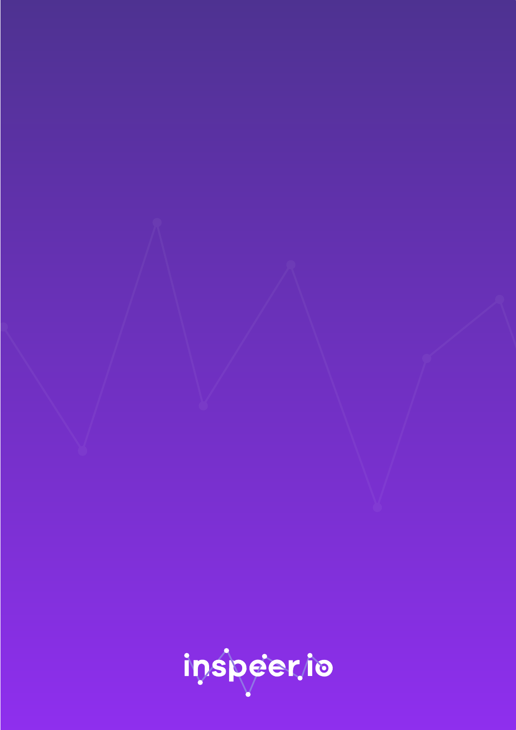inspeer.io